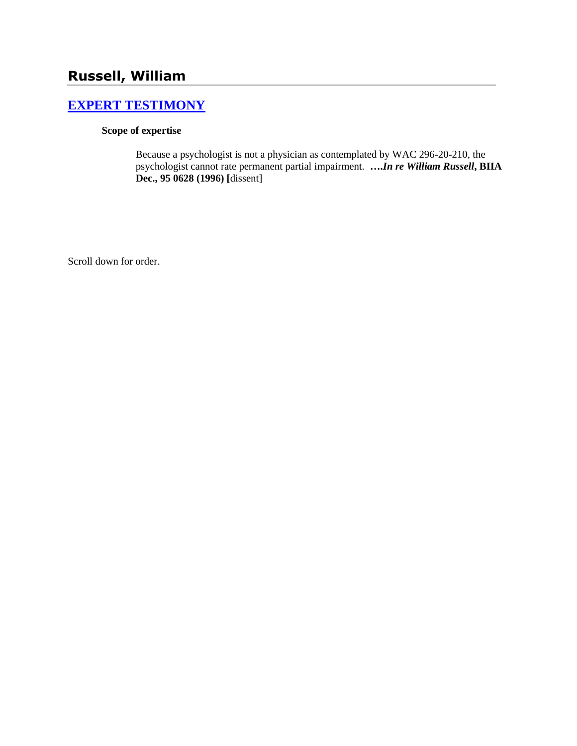## Russell, William

### [EXPERT TESTIMONY]

**Scope of expertise**

Because a psychologist is not a physician as contemplated by WAC 296-20-210, the psychologist cannot rate permanent partial impairment. ***….In re William Russell*, BIIA Dec., 95 0628 (1996) [**dissent]

Scroll down for order.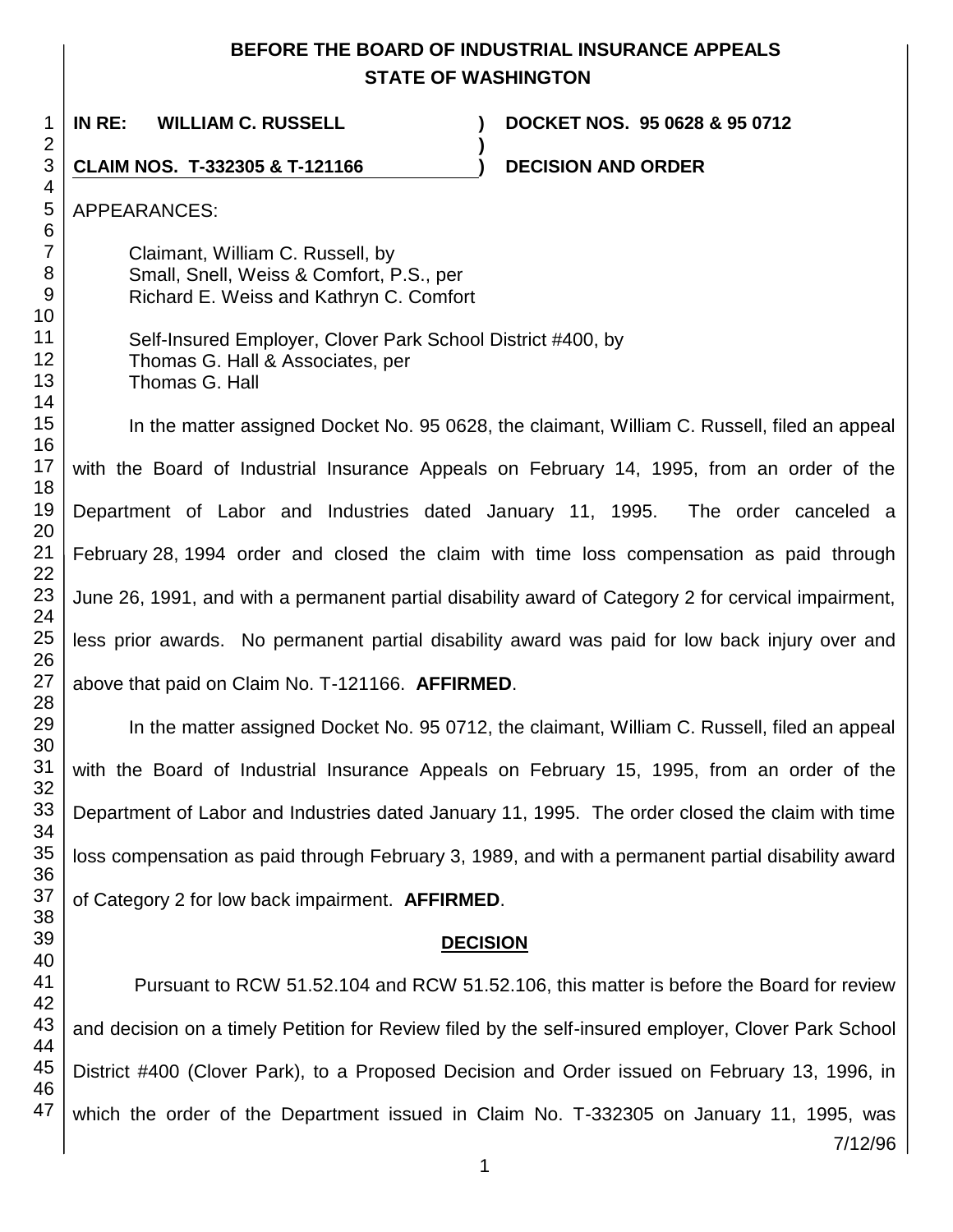# BEFORE THE BOARD OF INDUSTRIAL INSURANCE APPEALS
## STATE OF WASHINGTON

**IN RE: WILLIAM C. RUSSELL** ) **DOCKET NOS. 95 0628 & 95 0712**
)
**CLAIM NOS. T-332305 & T-121166** ) **DECISION AND ORDER**

APPEARANCES:

Claimant, William C. Russell, by
Small, Snell, Weiss & Comfort, P.S., per
Richard E. Weiss and Kathryn C. Comfort

Self-Insured Employer, Clover Park School District #400, by
Thomas G. Hall & Associates, per
Thomas G. Hall

In the matter assigned Docket No. 95 0628, the claimant, William C. Russell, filed an appeal with the Board of Industrial Insurance Appeals on February 14, 1995, from an order of the Department of Labor and Industries dated January 11, 1995. The order canceled a February 28, 1994 order and closed the claim with time loss compensation as paid through June 26, 1991, and with a permanent partial disability award of Category 2 for cervical impairment, less prior awards. No permanent partial disability award was paid for low back injury over and above that paid on Claim No. T-121166. **AFFIRMED**.

In the matter assigned Docket No. 95 0712, the claimant, William C. Russell, filed an appeal with the Board of Industrial Insurance Appeals on February 15, 1995, from an order of the Department of Labor and Industries dated January 11, 1995. The order closed the claim with time loss compensation as paid through February 3, 1989, and with a permanent partial disability award of Category 2 for low back impairment. **AFFIRMED**.

## DECISION

Pursuant to RCW 51.52.104 and RCW 51.52.106, this matter is before the Board for review and decision on a timely Petition for Review filed by the self-insured employer, Clover Park School District #400 (Clover Park), to a Proposed Decision and Order issued on February 13, 1996, in which the order of the Department issued in Claim No. T-332305 on January 11, 1995, was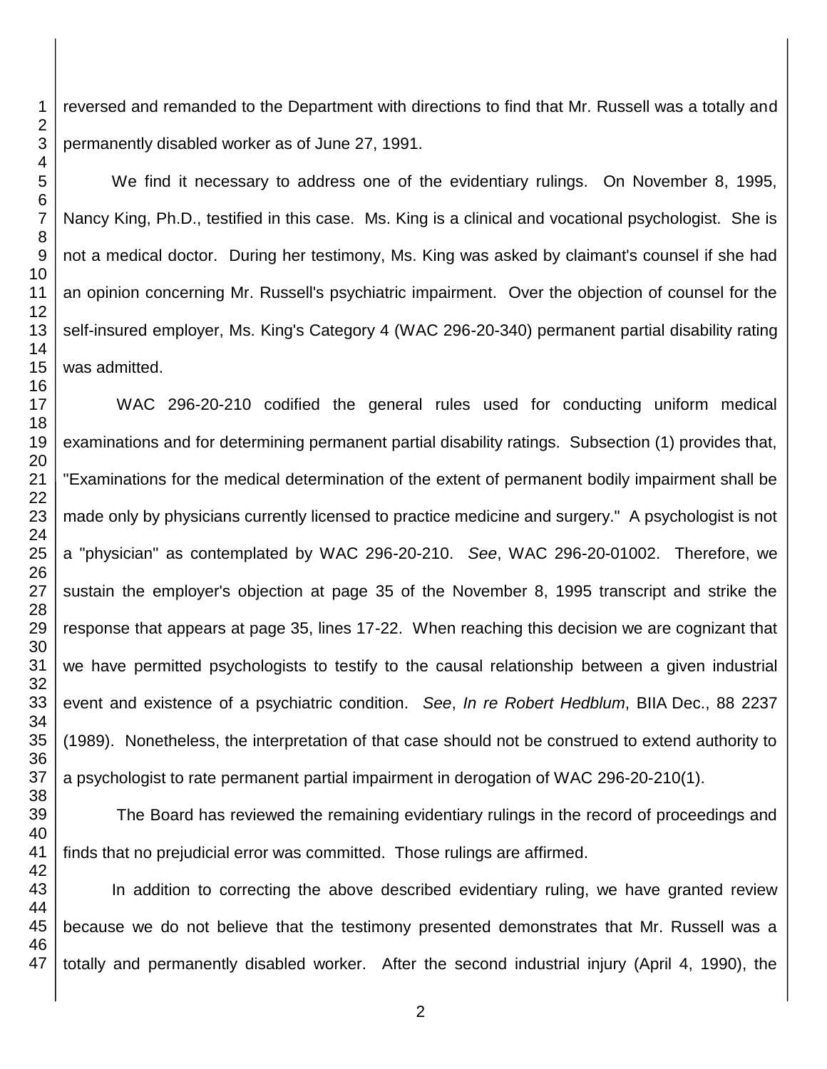reversed and remanded to the Department with directions to find that Mr. Russell was a totally and permanently disabled worker as of June 27, 1991.

We find it necessary to address one of the evidentiary rulings. On November 8, 1995, Nancy King, Ph.D., testified in this case. Ms. King is a clinical and vocational psychologist. She is not a medical doctor. During her testimony, Ms. King was asked by claimant's counsel if she had an opinion concerning Mr. Russell's psychiatric impairment. Over the objection of counsel for the self-insured employer, Ms. King's Category 4 (WAC 296-20-340) permanent partial disability rating was admitted.

WAC 296-20-210 codified the general rules used for conducting uniform medical examinations and for determining permanent partial disability ratings. Subsection (1) provides that, "Examinations for the medical determination of the extent of permanent bodily impairment shall be made only by physicians currently licensed to practice medicine and surgery." A psychologist is not a "physician" as contemplated by WAC 296-20-210. *See*, WAC 296-20-01002. Therefore, we sustain the employer's objection at page 35 of the November 8, 1995 transcript and strike the response that appears at page 35, lines 17-22. When reaching this decision we are cognizant that we have permitted psychologists to testify to the causal relationship between a given industrial event and existence of a psychiatric condition. *See*, *In re Robert Hedblum*, BIIA Dec., 88 2237 (1989). Nonetheless, the interpretation of that case should not be construed to extend authority to a psychologist to rate permanent partial impairment in derogation of WAC 296-20-210(1).

The Board has reviewed the remaining evidentiary rulings in the record of proceedings and finds that no prejudicial error was committed. Those rulings are affirmed.

In addition to correcting the above described evidentiary ruling, we have granted review because we do not believe that the testimony presented demonstrates that Mr. Russell was a totally and permanently disabled worker. After the second industrial injury (April 4, 1990), the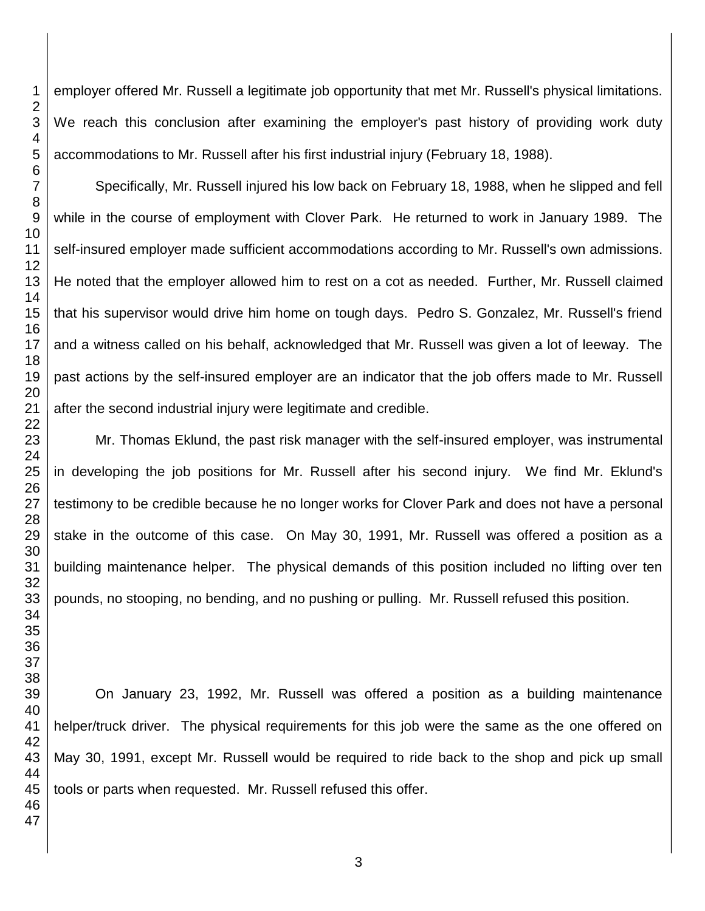employer offered Mr. Russell a legitimate job opportunity that met Mr. Russell's physical limitations. We reach this conclusion after examining the employer's past history of providing work duty accommodations to Mr. Russell after his first industrial injury (February 18, 1988).

Specifically, Mr. Russell injured his low back on February 18, 1988, when he slipped and fell while in the course of employment with Clover Park. He returned to work in January 1989. The self-insured employer made sufficient accommodations according to Mr. Russell's own admissions. He noted that the employer allowed him to rest on a cot as needed. Further, Mr. Russell claimed that his supervisor would drive him home on tough days. Pedro S. Gonzalez, Mr. Russell's friend and a witness called on his behalf, acknowledged that Mr. Russell was given a lot of leeway. The past actions by the self-insured employer are an indicator that the job offers made to Mr. Russell after the second industrial injury were legitimate and credible.

Mr. Thomas Eklund, the past risk manager with the self-insured employer, was instrumental in developing the job positions for Mr. Russell after his second injury. We find Mr. Eklund's testimony to be credible because he no longer works for Clover Park and does not have a personal stake in the outcome of this case. On May 30, 1991, Mr. Russell was offered a position as a building maintenance helper. The physical demands of this position included no lifting over ten pounds, no stooping, no bending, and no pushing or pulling. Mr. Russell refused this position.

On January 23, 1992, Mr. Russell was offered a position as a building maintenance helper/truck driver. The physical requirements for this job were the same as the one offered on May 30, 1991, except Mr. Russell would be required to ride back to the shop and pick up small tools or parts when requested. Mr. Russell refused this offer.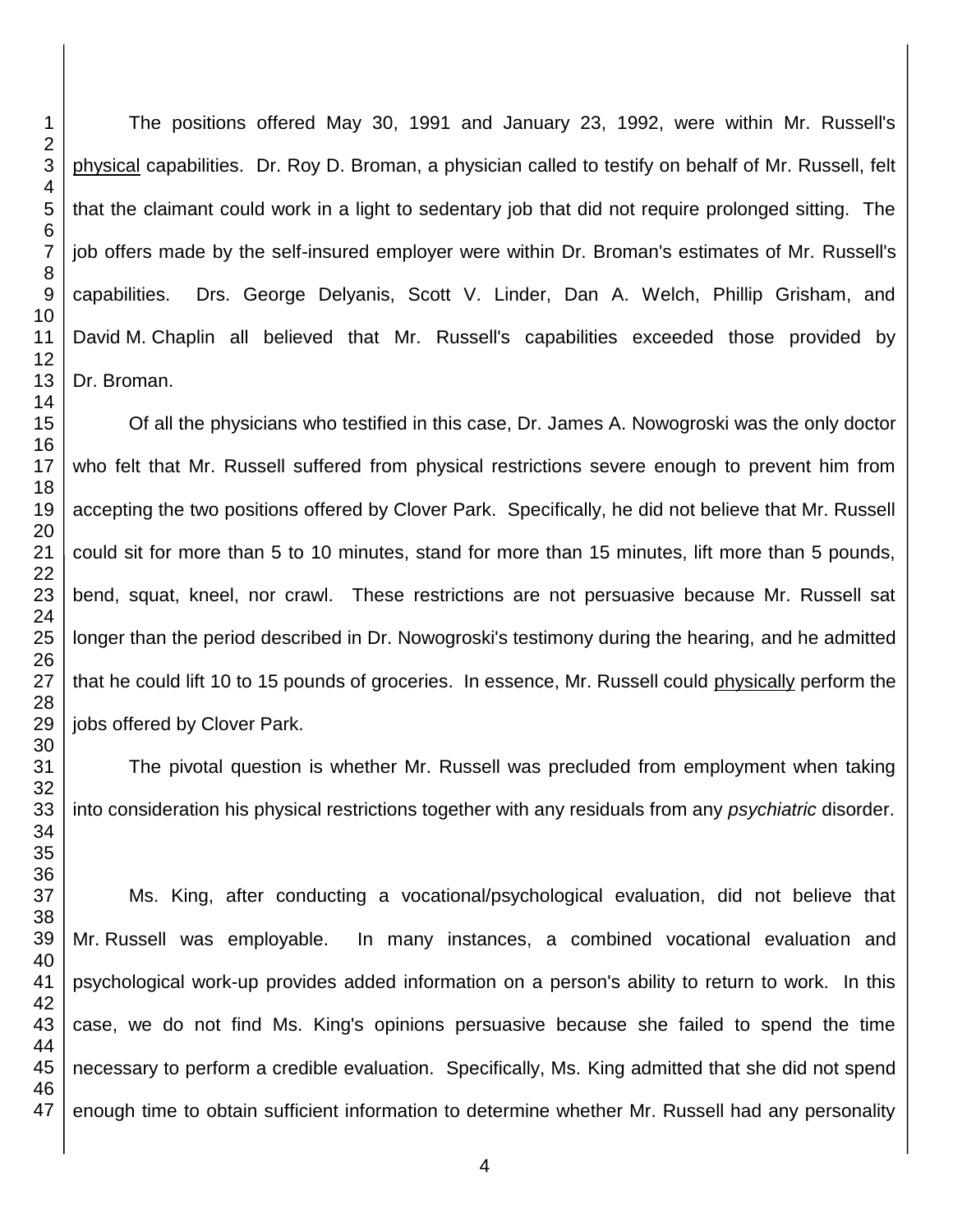The positions offered May 30, 1991 and January 23, 1992, were within Mr. Russell's <u>physical</u> capabilities. Dr. Roy D. Broman, a physician called to testify on behalf of Mr. Russell, felt that the claimant could work in a light to sedentary job that did not require prolonged sitting. The job offers made by the self-insured employer were within Dr. Broman's estimates of Mr. Russell's capabilities. Drs. George Delyanis, Scott V. Linder, Dan A. Welch, Phillip Grisham, and David M. Chaplin all believed that Mr. Russell's capabilities exceeded those provided by Dr. Broman.

Of all the physicians who testified in this case, Dr. James A. Nowogroski was the only doctor who felt that Mr. Russell suffered from physical restrictions severe enough to prevent him from accepting the two positions offered by Clover Park. Specifically, he did not believe that Mr. Russell could sit for more than 5 to 10 minutes, stand for more than 15 minutes, lift more than 5 pounds, bend, squat, kneel, nor crawl. These restrictions are not persuasive because Mr. Russell sat longer than the period described in Dr. Nowogroski's testimony during the hearing, and he admitted that he could lift 10 to 15 pounds of groceries. In essence, Mr. Russell could <u>physically</u> perform the jobs offered by Clover Park.

The pivotal question is whether Mr. Russell was precluded from employment when taking into consideration his physical restrictions together with any residuals from any *psychiatric* disorder.

Ms. King, after conducting a vocational/psychological evaluation, did not believe that Mr. Russell was employable. In many instances, a combined vocational evaluation and psychological work-up provides added information on a person's ability to return to work. In this case, we do not find Ms. King's opinions persuasive because she failed to spend the time necessary to perform a credible evaluation. Specifically, Ms. King admitted that she did not spend enough time to obtain sufficient information to determine whether Mr. Russell had any personality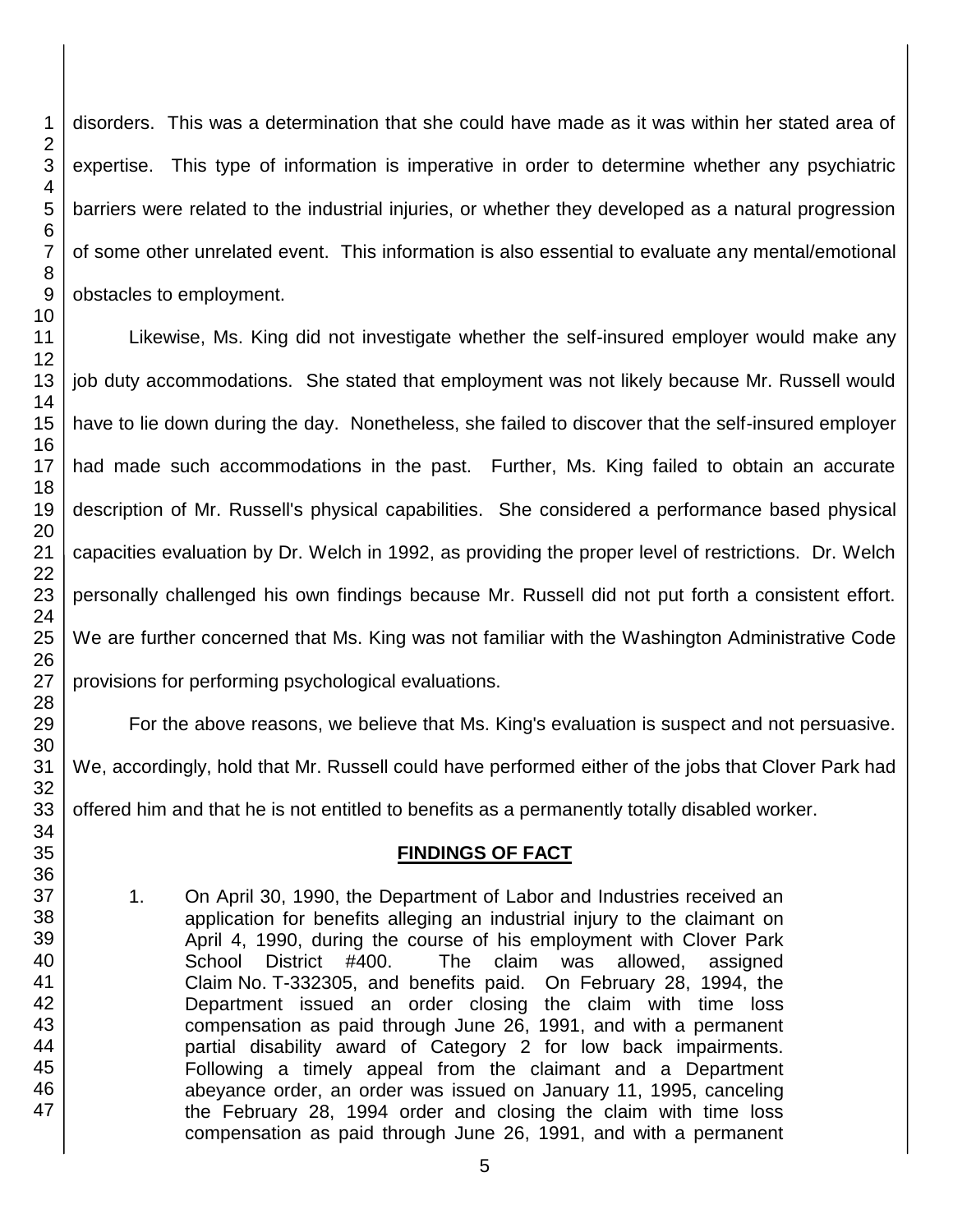disorders. This was a determination that she could have made as it was within her stated area of expertise. This type of information is imperative in order to determine whether any psychiatric barriers were related to the industrial injuries, or whether they developed as a natural progression of some other unrelated event. This information is also essential to evaluate any mental/emotional obstacles to employment.

Likewise, Ms. King did not investigate whether the self-insured employer would make any job duty accommodations. She stated that employment was not likely because Mr. Russell would have to lie down during the day. Nonetheless, she failed to discover that the self-insured employer had made such accommodations in the past. Further, Ms. King failed to obtain an accurate description of Mr. Russell's physical capabilities. She considered a performance based physical capacities evaluation by Dr. Welch in 1992, as providing the proper level of restrictions. Dr. Welch personally challenged his own findings because Mr. Russell did not put forth a consistent effort. We are further concerned that Ms. King was not familiar with the Washington Administrative Code provisions for performing psychological evaluations.

For the above reasons, we believe that Ms. King's evaluation is suspect and not persuasive. We, accordingly, hold that Mr. Russell could have performed either of the jobs that Clover Park had offered him and that he is not entitled to benefits as a permanently totally disabled worker.

## FINDINGS OF FACT

1. On April 30, 1990, the Department of Labor and Industries received an application for benefits alleging an industrial injury to the claimant on April 4, 1990, during the course of his employment with Clover Park School District #400. The claim was allowed, assigned Claim No. T-332305, and benefits paid. On February 28, 1994, the Department issued an order closing the claim with time loss compensation as paid through June 26, 1991, and with a permanent partial disability award of Category 2 for low back impairments. Following a timely appeal from the claimant and a Department abeyance order, an order was issued on January 11, 1995, canceling the February 28, 1994 order and closing the claim with time loss compensation as paid through June 26, 1991, and with a permanent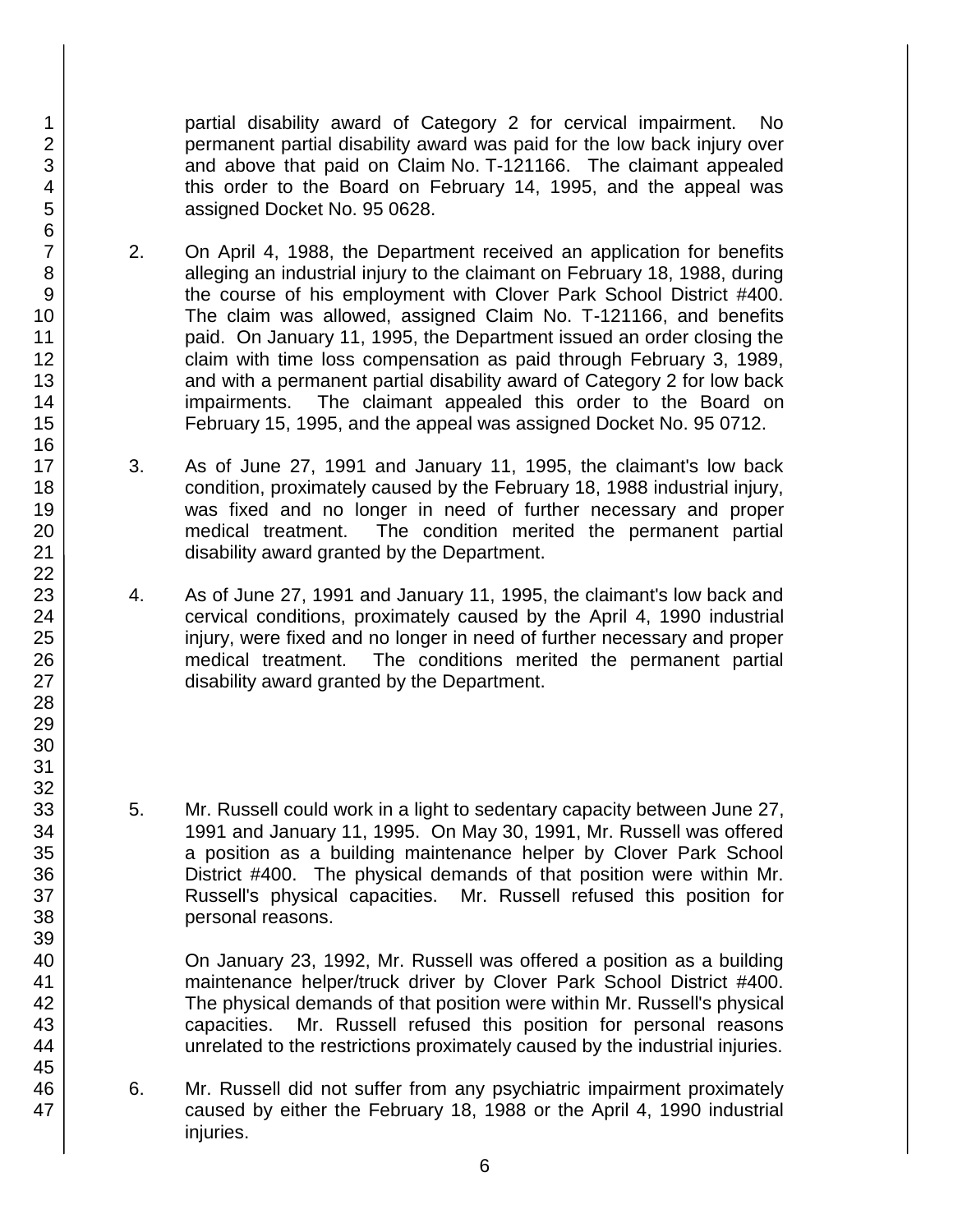partial disability award of Category 2 for cervical impairment. No permanent partial disability award was paid for the low back injury over and above that paid on Claim No. T-121166. The claimant appealed this order to the Board on February 14, 1995, and the appeal was assigned Docket No. 95 0628.

2. On April 4, 1988, the Department received an application for benefits alleging an industrial injury to the claimant on February 18, 1988, during the course of his employment with Clover Park School District #400. The claim was allowed, assigned Claim No. T-121166, and benefits paid. On January 11, 1995, the Department issued an order closing the claim with time loss compensation as paid through February 3, 1989, and with a permanent partial disability award of Category 2 for low back impairments. The claimant appealed this order to the Board on February 15, 1995, and the appeal was assigned Docket No. 95 0712.

3. As of June 27, 1991 and January 11, 1995, the claimant's low back condition, proximately caused by the February 18, 1988 industrial injury, was fixed and no longer in need of further necessary and proper medical treatment. The condition merited the permanent partial disability award granted by the Department.

4. As of June 27, 1991 and January 11, 1995, the claimant's low back and cervical conditions, proximately caused by the April 4, 1990 industrial injury, were fixed and no longer in need of further necessary and proper medical treatment. The conditions merited the permanent partial disability award granted by the Department.

5. Mr. Russell could work in a light to sedentary capacity between June 27, 1991 and January 11, 1995. On May 30, 1991, Mr. Russell was offered a position as a building maintenance helper by Clover Park School District #400. The physical demands of that position were within Mr. Russell's physical capacities. Mr. Russell refused this position for personal reasons.

   On January 23, 1992, Mr. Russell was offered a position as a building maintenance helper/truck driver by Clover Park School District #400. The physical demands of that position were within Mr. Russell's physical capacities. Mr. Russell refused this position for personal reasons unrelated to the restrictions proximately caused by the industrial injuries.

6. Mr. Russell did not suffer from any psychiatric impairment proximately caused by either the February 18, 1988 or the April 4, 1990 industrial injuries.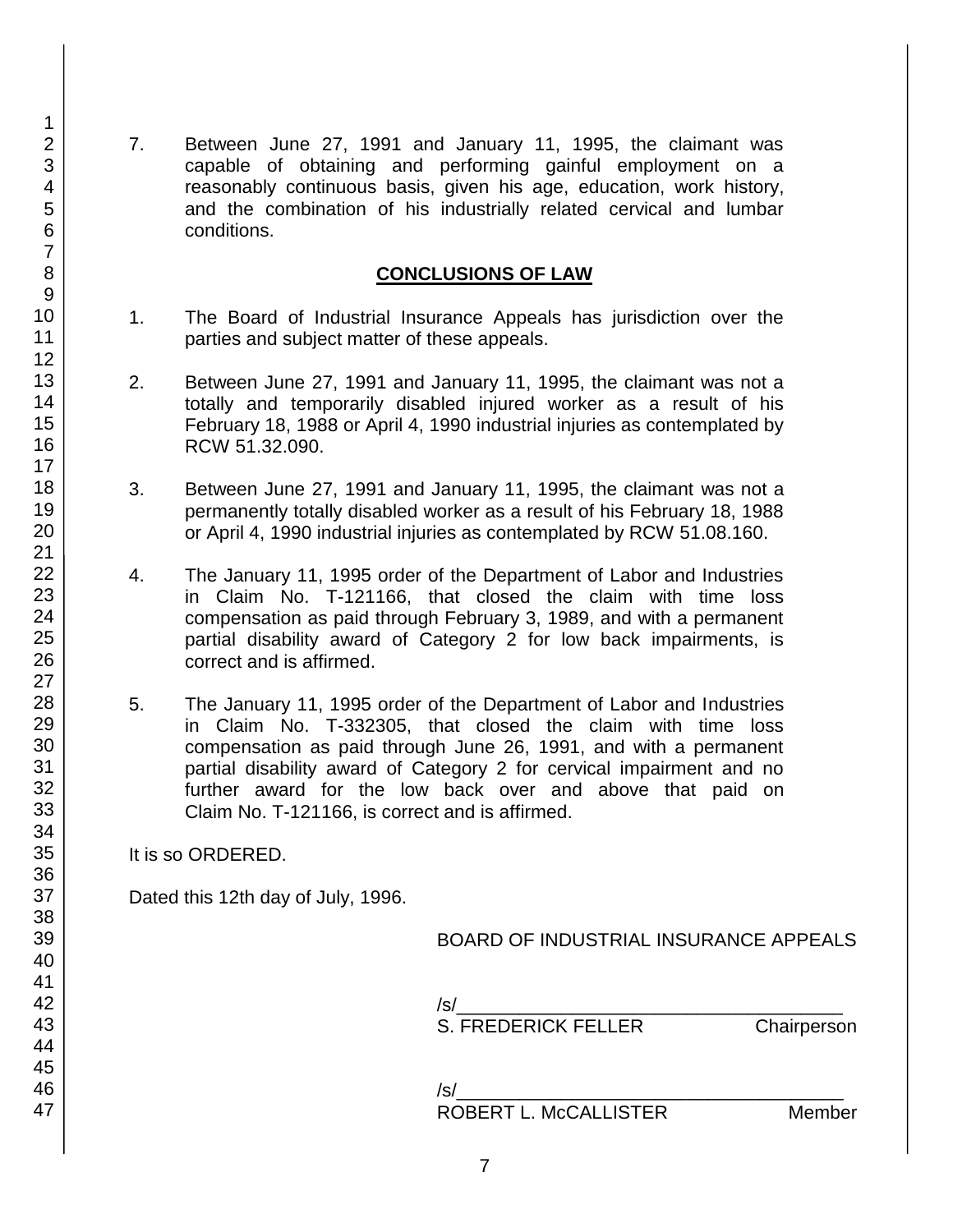7. Between June 27, 1991 and January 11, 1995, the claimant was capable of obtaining and performing gainful employment on a reasonably continuous basis, given his age, education, work history, and the combination of his industrially related cervical and lumbar conditions.

## CONCLUSIONS OF LAW

1. The Board of Industrial Insurance Appeals has jurisdiction over the parties and subject matter of these appeals.

2. Between June 27, 1991 and January 11, 1995, the claimant was not a totally and temporarily disabled injured worker as a result of his February 18, 1988 or April 4, 1990 industrial injuries as contemplated by RCW 51.32.090.

3. Between June 27, 1991 and January 11, 1995, the claimant was not a permanently totally disabled worker as a result of his February 18, 1988 or April 4, 1990 industrial injuries as contemplated by RCW 51.08.160.

4. The January 11, 1995 order of the Department of Labor and Industries in Claim No. T-121166, that closed the claim with time loss compensation as paid through February 3, 1989, and with a permanent partial disability award of Category 2 for low back impairments, is correct and is affirmed.

5. The January 11, 1995 order of the Department of Labor and Industries in Claim No. T-332305, that closed the claim with time loss compensation as paid through June 26, 1991, and with a permanent partial disability award of Category 2 for cervical impairment and no further award for the low back over and above that paid on Claim No. T-121166, is correct and is affirmed.

It is so ORDERED.

Dated this 12th day of July, 1996.

BOARD OF INDUSTRIAL INSURANCE APPEALS

/s/______________________________________
S. FREDERICK FELLER Chairperson

/s/______________________________________
ROBERT L. McCALLISTER Member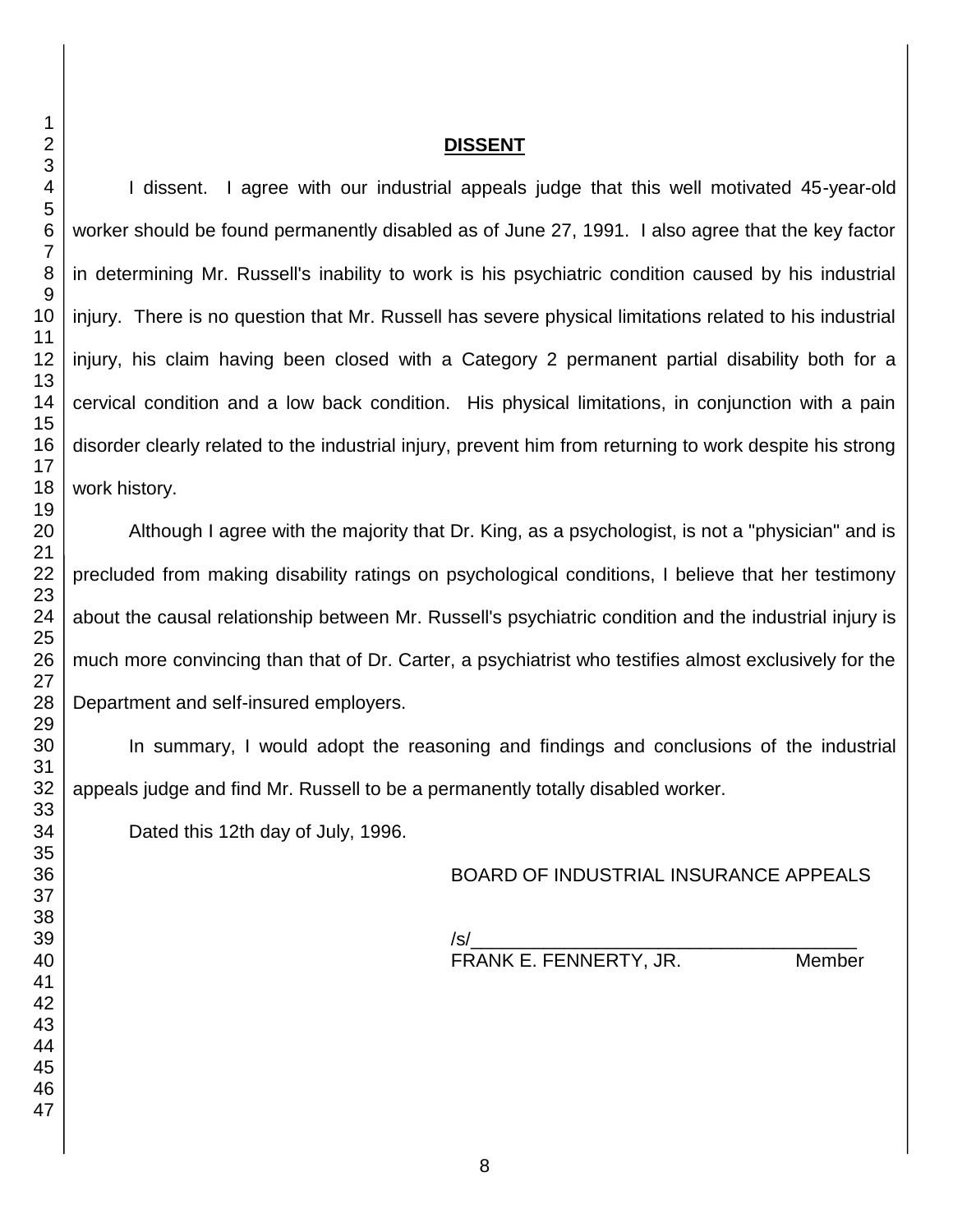## DISSENT

I dissent. I agree with our industrial appeals judge that this well motivated 45-year-old worker should be found permanently disabled as of June 27, 1991. I also agree that the key factor in determining Mr. Russell's inability to work is his psychiatric condition caused by his industrial injury. There is no question that Mr. Russell has severe physical limitations related to his industrial injury, his claim having been closed with a Category 2 permanent partial disability both for a cervical condition and a low back condition. His physical limitations, in conjunction with a pain disorder clearly related to the industrial injury, prevent him from returning to work despite his strong work history.

Although I agree with the majority that Dr. King, as a psychologist, is not a "physician" and is precluded from making disability ratings on psychological conditions, I believe that her testimony about the causal relationship between Mr. Russell's psychiatric condition and the industrial injury is much more convincing than that of Dr. Carter, a psychiatrist who testifies almost exclusively for the Department and self-insured employers.

In summary, I would adopt the reasoning and findings and conclusions of the industrial appeals judge and find Mr. Russell to be a permanently totally disabled worker.

Dated this 12th day of July, 1996.

BOARD OF INDUSTRIAL INSURANCE APPEALS

/s/_____________________________________
FRANK E. FENNERTY, JR. Member